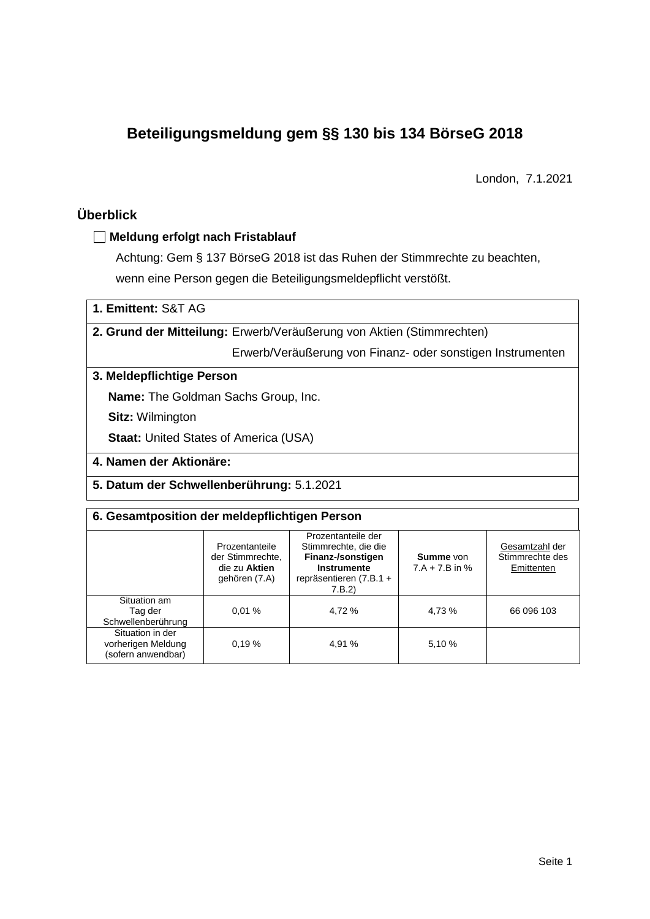# Beteiligungsmeldung gem §§ 130 bis 134 BörseG 2018

London, 7.1.2021

## Überblick

☐ **Meldung erfolgt nach Fristablauf**

Achtung: Gem § 137 BörseG 2018 ist das Ruhen der Stimmrechte zu beachten, wenn eine Person gegen die Beteiligungsmeldepflicht verstößt.

**1. Emittent:** S&T AG

**2. Grund der Mitteilung:** Erwerb/Veräußerung von Aktien (Stimmrechten)
Erwerb/Veräußerung von Finanz- oder sonstigen Instrumenten

**3. Meldepflichtige Person**

**Name:** The Goldman Sachs Group, Inc.

**Sitz:** Wilmington

**Staat:** United States of America (USA)

**4. Namen der Aktionäre:**

**5. Datum der Schwellenberührung:** 5.1.2021

**6. Gesamtposition der meldepflichtigen Person**

| | Prozentanteile der Stimmrechte, die zu **Aktien** gehören (7.A) | Prozentanteile der Stimmrechte, die die **Finanz-/sonstigen Instrumente** repräsentieren (7.B.1 + 7.B.2) | **Summe** von 7.A + 7.B in % | Gesamtzahl der Stimmrechte des Emittenten |
|---|---|---|---|---|
| Situation am Tag der Schwellenberührung | 0,01 % | 4,72 % | 4,73 % | 66 096 103 |
| Situation in der vorherigen Meldung (sofern anwendbar) | 0,19 % | 4,91 % | 5,10 % | |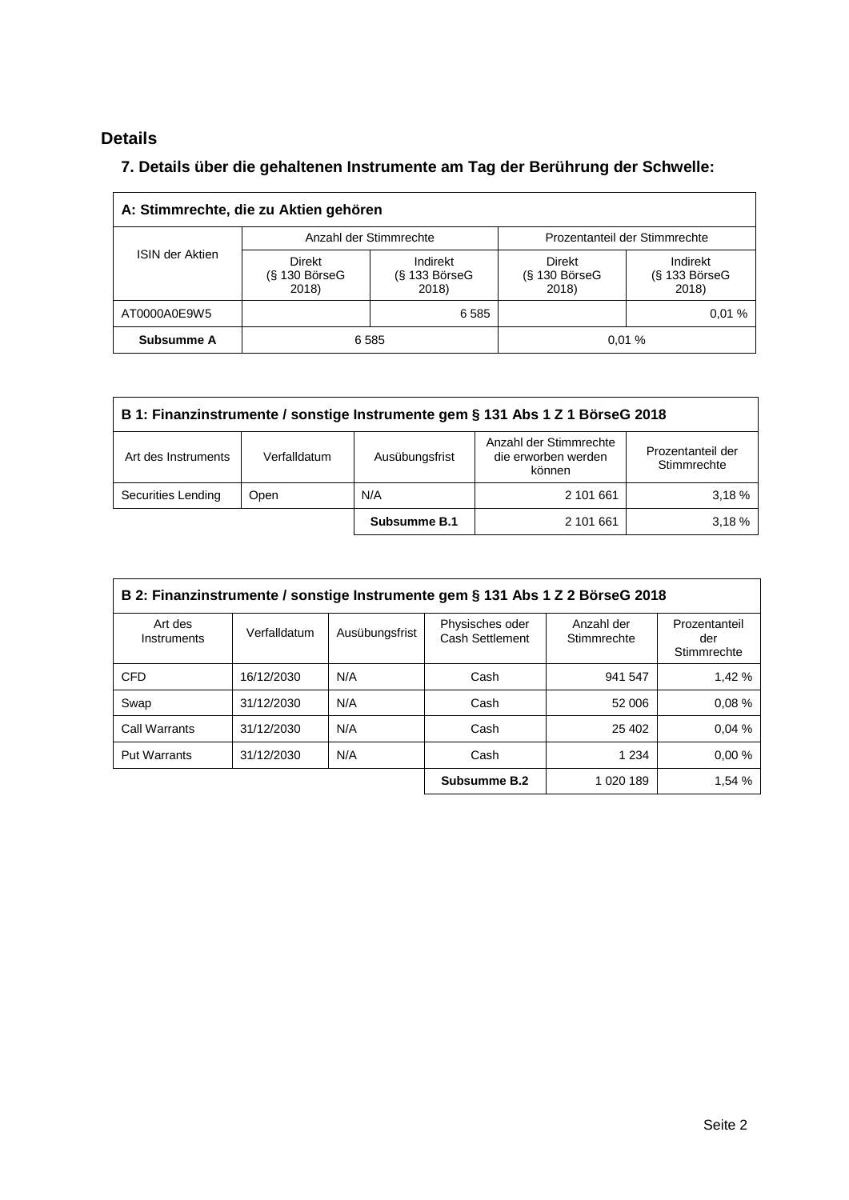# Details

## 7. Details über die gehaltenen Instrumente am Tag der Berührung der Schwelle:

| A: Stimmrechte, die zu Aktien gehören | | | | |
|---|---|---|---|---|
| ISIN der Aktien | Anzahl der Stimmrechte | | Prozentanteil der Stimmrechte | |
| | Direkt (§ 130 BörseG 2018) | Indirekt (§ 133 BörseG 2018) | Direkt (§ 130 BörseG 2018) | Indirekt (§ 133 BörseG 2018) |
| AT0000A0E9W5 | | 6 585 | | 0,01 % |
| **Subsumme A** | 6 585 | | 0,01 % | |

| B 1: Finanzinstrumente / sonstige Instrumente gem § 131 Abs 1 Z 1 BörseG 2018 | | | | |
|---|---|---|---|---|
| Art des Instruments | Verfalldatum | Ausübungsfrist | Anzahl der Stimmrechte die erworben werden können | Prozentanteil der Stimmrechte |
| Securities Lending | Open | N/A | 2 101 661 | 3,18 % |
| | | **Subsumme B.1** | 2 101 661 | 3,18 % |

| B 2: Finanzinstrumente / sonstige Instrumente gem § 131 Abs 1 Z 2 BörseG 2018 | | | | | |
|---|---|---|---|---|---|
| Art des Instruments | Verfalldatum | Ausübungsfrist | Physisches oder Cash Settlement | Anzahl der Stimmrechte | Prozentanteil der Stimmrechte |
| CFD | 16/12/2030 | N/A | Cash | 941 547 | 1,42 % |
| Swap | 31/12/2030 | N/A | Cash | 52 006 | 0,08 % |
| Call Warrants | 31/12/2030 | N/A | Cash | 25 402 | 0,04 % |
| Put Warrants | 31/12/2030 | N/A | Cash | 1 234 | 0,00 % |
| | | | **Subsumme B.2** | 1 020 189 | 1,54 % |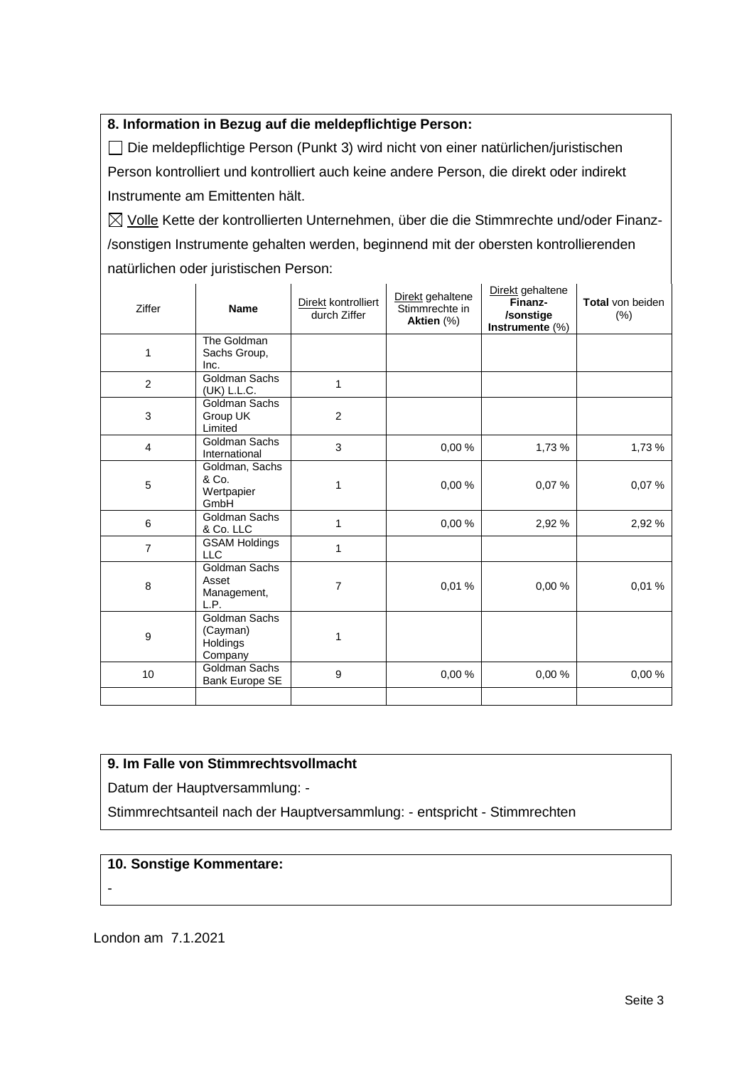**8. Information in Bezug auf die meldepflichtige Person:**

☐ Die meldepflichtige Person (Punkt 3) wird nicht von einer natürlichen/juristischen Person kontrolliert und kontrolliert auch keine andere Person, die direkt oder indirekt Instrumente am Emittenten hält.

☒ Volle Kette der kontrollierten Unternehmen, über die die Stimmrechte und/oder Finanz-/sonstigen Instrumente gehalten werden, beginnend mit der obersten kontrollierenden natürlichen oder juristischen Person:

| Ziffer | Name | Direkt kontrolliert durch Ziffer | Direkt gehaltene Stimmrechte in **Aktien** (%) | Direkt gehaltene **Finanz-/sonstige Instrumente** (%) | **Total** von beiden (%) |
|---|---|---|---|---|---|
| 1 | The Goldman Sachs Group, Inc. | | | | |
| 2 | Goldman Sachs (UK) L.L.C. | 1 | | | |
| 3 | Goldman Sachs Group UK Limited | 2 | | | |
| 4 | Goldman Sachs International | 3 | 0,00 % | 1,73 % | 1,73 % |
| 5 | Goldman, Sachs & Co. Wertpapier GmbH | 1 | 0,00 % | 0,07 % | 0,07 % |
| 6 | Goldman Sachs & Co. LLC | 1 | 0,00 % | 2,92 % | 2,92 % |
| 7 | GSAM Holdings LLC | 1 | | | |
| 8 | Goldman Sachs Asset Management, L.P. | 7 | 0,01 % | 0,00 % | 0,01 % |
| 9 | Goldman Sachs (Cayman) Holdings Company | 1 | | | |
| 10 | Goldman Sachs Bank Europe SE | 9 | 0,00 % | 0,00 % | 0,00 % |
| | | | | | |

**9. Im Falle von Stimmrechtsvollmacht**

Datum der Hauptversammlung: -

Stimmrechtsanteil nach der Hauptversammlung: - entspricht - Stimmrechten

**10. Sonstige Kommentare:**

-

London am 7.1.2021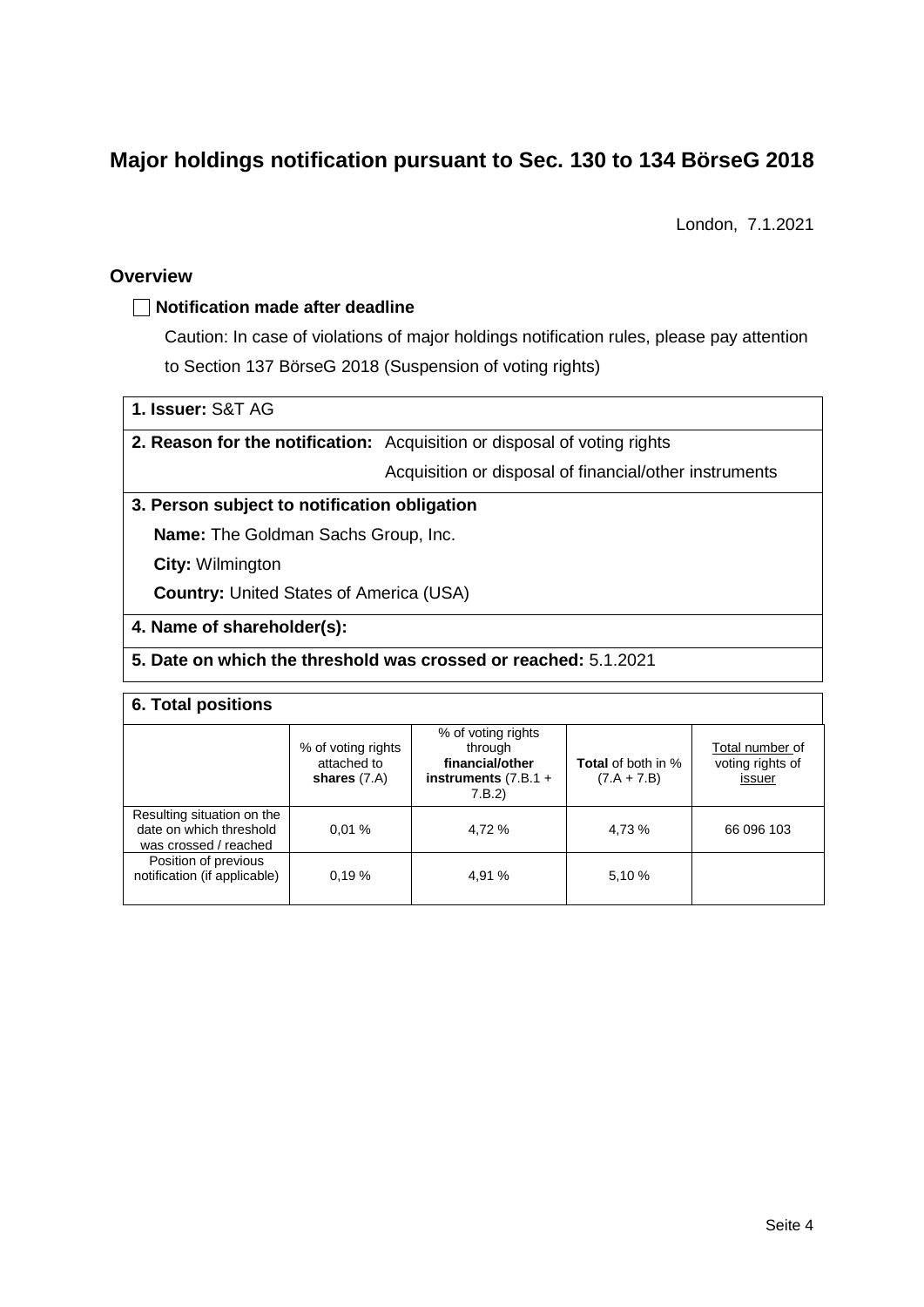# Major holdings notification pursuant to Sec. 130 to 134 BörseG 2018

London, 7.1.2021

## Overview

☐ **Notification made after deadline**

Caution: In case of violations of major holdings notification rules, please pay attention to Section 137 BörseG 2018 (Suspension of voting rights)

**1. Issuer:** S&T AG

**2. Reason for the notification:** Acquisition or disposal of voting rights
Acquisition or disposal of financial/other instruments

**3. Person subject to notification obligation**

**Name:** The Goldman Sachs Group, Inc.

**City:** Wilmington

**Country:** United States of America (USA)

**4. Name of shareholder(s):**

**5. Date on which the threshold was crossed or reached:** 5.1.2021

**6. Total positions**

| | % of voting rights attached to **shares** (7.A) | % of voting rights through **financial/other instruments** (7.B.1 + 7.B.2) | **Total** of both in % (7.A + 7.B) | Total number of voting rights of issuer |
|---|---|---|---|---|
| Resulting situation on the date on which threshold was crossed / reached | 0,01 % | 4,72 % | 4,73 % | 66 096 103 |
| Position of previous notification (if applicable) | 0,19 % | 4,91 % | 5,10 % | |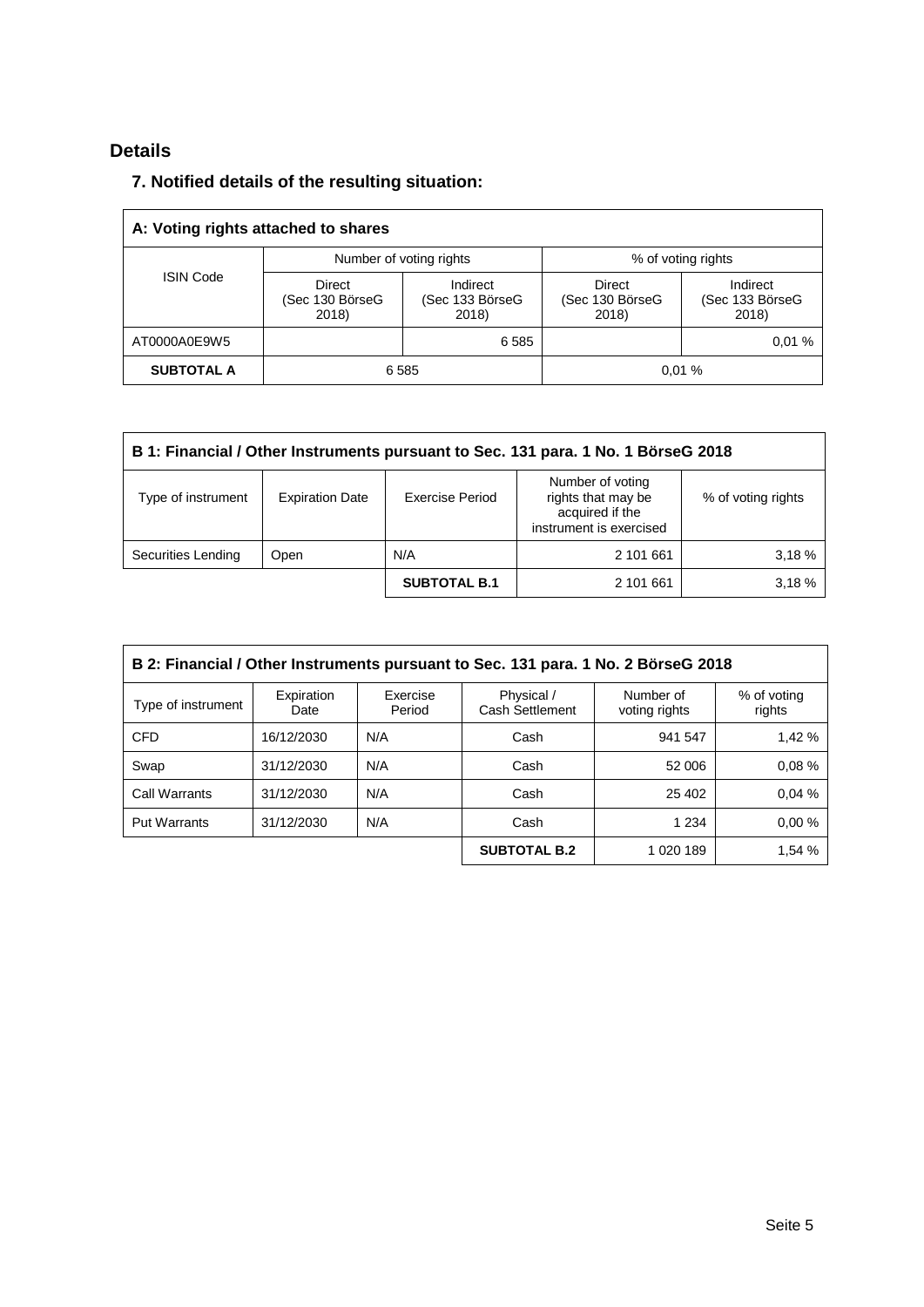## Details

### 7. Notified details of the resulting situation:

| A: Voting rights attached to shares | | | | |
|---|---|---|---|---|
| ISIN Code | Number of voting rights | | % of voting rights | |
| | Direct (Sec 130 BörseG 2018) | Indirect (Sec 133 BörseG 2018) | Direct (Sec 130 BörseG 2018) | Indirect (Sec 133 BörseG 2018) |
| AT0000A0E9W5 | | 6 585 | | 0,01 % |
| **SUBTOTAL A** | 6 585 | | 0,01 % | |

| B 1: Financial / Other Instruments pursuant to Sec. 131 para. 1 No. 1 BörseG 2018 | | | | |
|---|---|---|---|---|
| Type of instrument | Expiration Date | Exercise Period | Number of voting rights that may be acquired if the instrument is exercised | % of voting rights |
| Securities Lending | Open | N/A | 2 101 661 | 3,18 % |
| | | **SUBTOTAL B.1** | 2 101 661 | 3,18 % |

| B 2: Financial / Other Instruments pursuant to Sec. 131 para. 1 No. 2 BörseG 2018 | | | | | |
|---|---|---|---|---|---|
| Type of instrument | Expiration Date | Exercise Period | Physical / Cash Settlement | Number of voting rights | % of voting rights |
| CFD | 16/12/2030 | N/A | Cash | 941 547 | 1,42 % |
| Swap | 31/12/2030 | N/A | Cash | 52 006 | 0,08 % |
| Call Warrants | 31/12/2030 | N/A | Cash | 25 402 | 0,04 % |
| Put Warrants | 31/12/2030 | N/A | Cash | 1 234 | 0,00 % |
| | | | **SUBTOTAL B.2** | 1 020 189 | 1,54 % |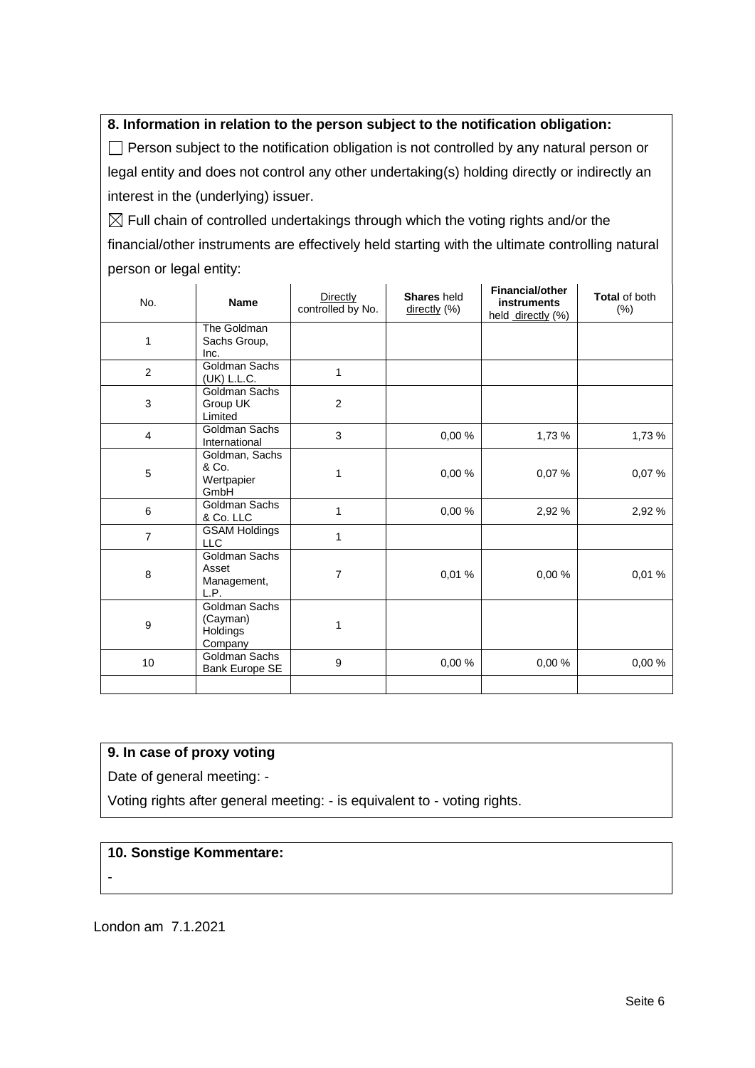**8. Information in relation to the person subject to the notification obligation:**

☐ Person subject to the notification obligation is not controlled by any natural person or legal entity and does not control any other undertaking(s) holding directly or indirectly an interest in the (underlying) issuer.

☒ Full chain of controlled undertakings through which the voting rights and/or the financial/other instruments are effectively held starting with the ultimate controlling natural person or legal entity:

| No. | Name | Directly controlled by No. | Shares held directly (%) | Financial/other instruments held directly (%) | Total of both (%) |
|---|---|---|---|---|---|
| 1 | The Goldman Sachs Group, Inc. | | | | |
| 2 | Goldman Sachs (UK) L.L.C. | 1 | | | |
| 3 | Goldman Sachs Group UK Limited | 2 | | | |
| 4 | Goldman Sachs International | 3 | 0,00 % | 1,73 % | 1,73 % |
| 5 | Goldman, Sachs & Co. Wertpapier GmbH | 1 | 0,00 % | 0,07 % | 0,07 % |
| 6 | Goldman Sachs & Co. LLC | 1 | 0,00 % | 2,92 % | 2,92 % |
| 7 | GSAM Holdings LLC | 1 | | | |
| 8 | Goldman Sachs Asset Management, L.P. | 7 | 0,01 % | 0,00 % | 0,01 % |
| 9 | Goldman Sachs (Cayman) Holdings Company | 1 | | | |
| 10 | Goldman Sachs Bank Europe SE | 9 | 0,00 % | 0,00 % | 0,00 % |
| | | | | | |

**9. In case of proxy voting**

Date of general meeting: -

Voting rights after general meeting: - is equivalent to - voting rights.

**10. Sonstige Kommentare:**

-

London am 7.1.2021